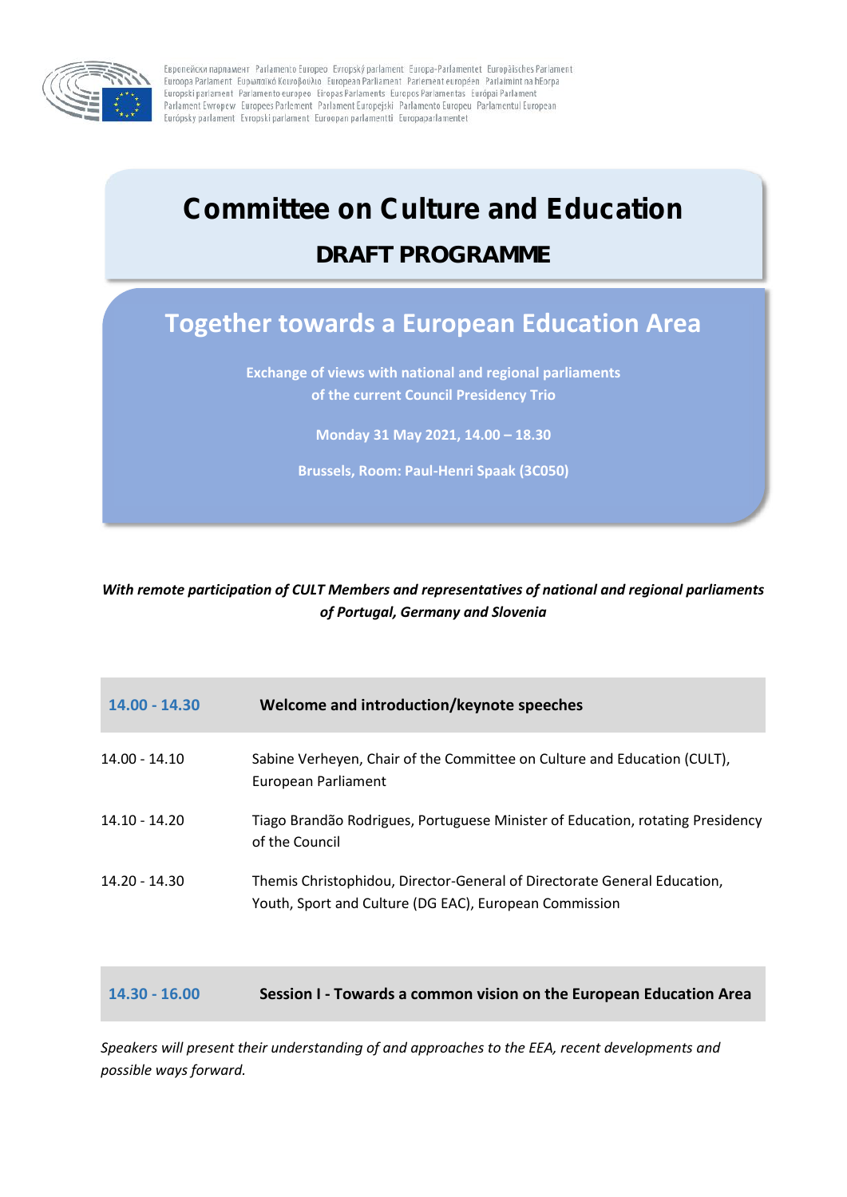Европейски парламент Parlamento Europeo Evropský parlament Europa-Parlamentet Europäisches Parlament Euroopa Parlament Ευρωπαϊκό Κοινοβούλιο European Parliament Parlement européen Parlaimint na hEorpa Europski parlament Parlamento europeo Eiropas Parlaments Europos Parlamentas Európai Parlament Parlament Ewropew Europees Parlement Parlament Europejski Parlamento Europeu Parlamentul European Európsky parlament Evropski parlament Euroopan parlamentti Europaparlamentet

# Committee on Culture and Education

## DRAFT PROGRAMME

## Together towards a European Education Area

**Exchange of views with national and regional parliaments of the current Council Presidency Trio**

**Monday 31 May 2021, 14.00 – 18.30**

**Brussels, Room: Paul-Henri Spaak (3C050)**

***With remote participation of CULT Members and representatives of national and regional parliaments of Portugal, Germany and Slovenia***

| **14.00 - 14.30** | **Welcome and introduction/keynote speeches** |
|---|---|
| 14.00 - 14.10 | Sabine Verheyen, Chair of the Committee on Culture and Education (CULT), European Parliament |
| 14.10 - 14.20 | Tiago Brandão Rodrigues, Portuguese Minister of Education, rotating Presidency of the Council |
| 14.20 - 14.30 | Themis Christophidou, Director-General of Directorate General Education, Youth, Sport and Culture (DG EAC), European Commission |

| **14.30 - 16.00** | **Session I - Towards a common vision on the European Education Area** |
|---|---|

*Speakers will present their understanding of and approaches to the EEA, recent developments and possible ways forward.*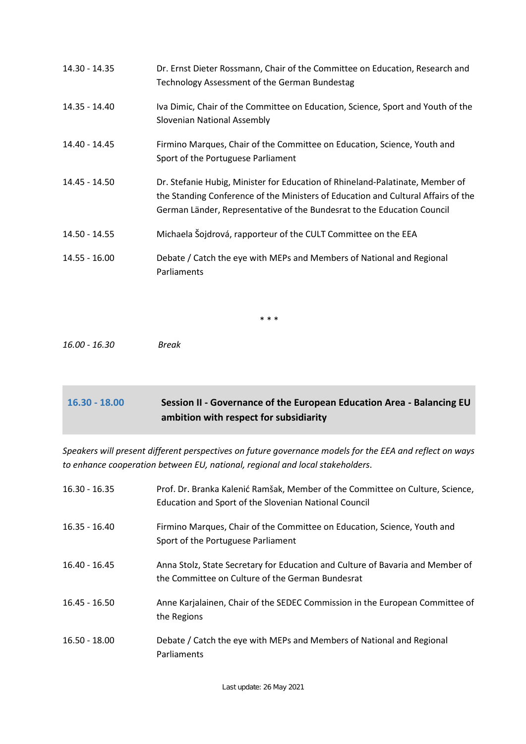| | |
|---|---|
| 14.30 - 14.35 | Dr. Ernst Dieter Rossmann, Chair of the Committee on Education, Research and Technology Assessment of the German Bundestag |
| 14.35 - 14.40 | Iva Dimic, Chair of the Committee on Education, Science, Sport and Youth of the Slovenian National Assembly |
| 14.40 - 14.45 | Firmino Marques, Chair of the Committee on Education, Science, Youth and Sport of the Portuguese Parliament |
| 14.45 - 14.50 | Dr. Stefanie Hubig, Minister for Education of Rhineland-Palatinate, Member of the Standing Conference of the Ministers of Education and Cultural Affairs of the German Länder, Representative of the Bundesrat to the Education Council |
| 14.50 - 14.55 | Michaela Šojdrová, rapporteur of the CULT Committee on the EEA |
| 14.55 - 16.00 | Debate / Catch the eye with MEPs and Members of National and Regional Parliaments |

* * *

*16.00 - 16.30* *Break*

## 16.30 - 18.00 **Session II - Governance of the European Education Area - Balancing EU ambition with respect for subsidiarity**

*Speakers will present different perspectives on future governance models for the EEA and reflect on ways to enhance cooperation between EU, national, regional and local stakeholders.*

| | |
|---|---|
| 16.30 - 16.35 | Prof. Dr. Branka Kalenić Ramšak, Member of the Committee on Culture, Science, Education and Sport of the Slovenian National Council |
| 16.35 - 16.40 | Firmino Marques, Chair of the Committee on Education, Science, Youth and Sport of the Portuguese Parliament |
| 16.40 - 16.45 | Anna Stolz, State Secretary for Education and Culture of Bavaria and Member of the Committee on Culture of the German Bundesrat |
| 16.45 - 16.50 | Anne Karjalainen, Chair of the SEDEC Commission in the European Committee of the Regions |
| 16.50 - 18.00 | Debate / Catch the eye with MEPs and Members of National and Regional Parliaments |

Last update: 26 May 2021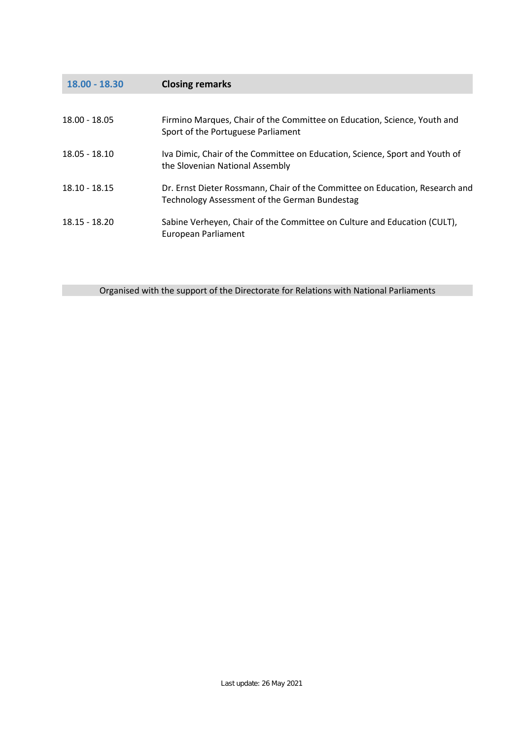| 18.00 - 18.30 | **Closing remarks** |
|---|---|
| 18.00 - 18.05 | Firmino Marques, Chair of the Committee on Education, Science, Youth and Sport of the Portuguese Parliament |
| 18.05 - 18.10 | Iva Dimic, Chair of the Committee on Education, Science, Sport and Youth of the Slovenian National Assembly |
| 18.10 - 18.15 | Dr. Ernst Dieter Rossmann, Chair of the Committee on Education, Research and Technology Assessment of the German Bundestag |
| 18.15 - 18.20 | Sabine Verheyen, Chair of the Committee on Culture and Education (CULT), European Parliament |

Organised with the support of the Directorate for Relations with National Parliaments

Last update: 26 May 2021